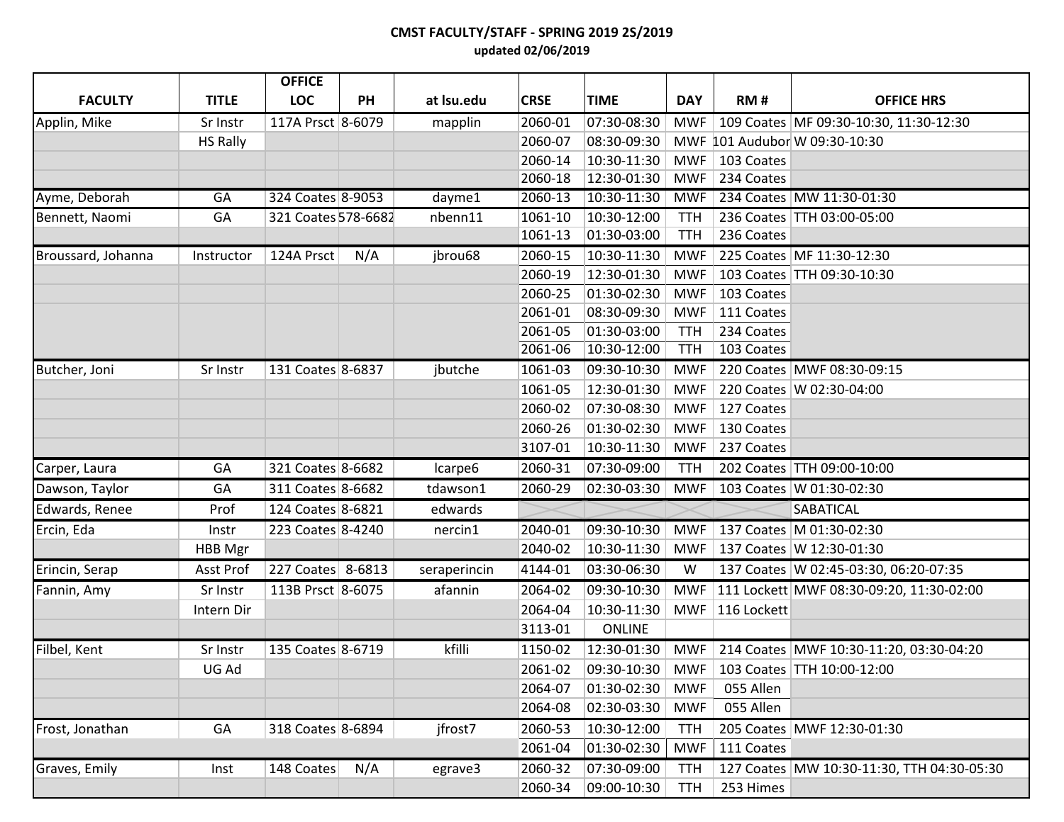# CMST FACULTY/STAFF - SPRING 2019 2S/2019

**updated 02/06/2019**

| FACULTY | TITLE | OFFICE LOC | PH | at lsu.edu | CRSE | TIME | DAY | RM # | OFFICE HRS |
|---|---|---|---|---|---|---|---|---|---|
| Applin, Mike | Sr Instr | 117A Prsct | 8-6079 | mapplin | 2060-01 | 07:30-08:30 | MWF | 109 Coates | MF 09:30-10:30, 11:30-12:30 |
| | HS Rally | | | | 2060-07 | 08:30-09:30 | MWF | 101 Audubor | W 09:30-10:30 |
| | | | | | 2060-14 | 10:30-11:30 | MWF | 103 Coates | |
| | | | | | 2060-18 | 12:30-01:30 | MWF | 234 Coates | |
| Ayme, Deborah | GA | 324 Coates | 8-9053 | dayme1 | 2060-13 | 10:30-11:30 | MWF | 234 Coates | MW 11:30-01:30 |
| Bennett, Naomi | GA | 321 Coates | 578-6682 | nbenn11 | 1061-10 | 10:30-12:00 | TTH | 236 Coates | TTH 03:00-05:00 |
| | | | | | 1061-13 | 01:30-03:00 | TTH | 236 Coates | |
| Broussard, Johanna | Instructor | 124A Prsct | N/A | jbrou68 | 2060-15 | 10:30-11:30 | MWF | 225 Coates | MF 11:30-12:30 |
| | | | | | 2060-19 | 12:30-01:30 | MWF | 103 Coates | TTH 09:30-10:30 |
| | | | | | 2060-25 | 01:30-02:30 | MWF | 103 Coates | |
| | | | | | 2061-01 | 08:30-09:30 | MWF | 111 Coates | |
| | | | | | 2061-05 | 01:30-03:00 | TTH | 234 Coates | |
| | | | | | 2061-06 | 10:30-12:00 | TTH | 103 Coates | |
| Butcher, Joni | Sr Instr | 131 Coates | 8-6837 | jbutche | 1061-03 | 09:30-10:30 | MWF | 220 Coates | MWF 08:30-09:15 |
| | | | | | 1061-05 | 12:30-01:30 | MWF | 220 Coates | W 02:30-04:00 |
| | | | | | 2060-02 | 07:30-08:30 | MWF | 127 Coates | |
| | | | | | 2060-26 | 01:30-02:30 | MWF | 130 Coates | |
| | | | | | 3107-01 | 10:30-11:30 | MWF | 237 Coates | |
| Carper, Laura | GA | 321 Coates | 8-6682 | lcarpe6 | 2060-31 | 07:30-09:00 | TTH | 202 Coates | TTH 09:00-10:00 |
| Dawson, Taylor | GA | 311 Coates | 8-6682 | tdawson1 | 2060-29 | 02:30-03:30 | MWF | 103 Coates | W 01:30-02:30 |
| Edwards, Renee | Prof | 124 Coates | 8-6821 | edwards | | | | | SABATICAL |
| Ercin, Eda | Instr | 223 Coates | 8-4240 | nercin1 | 2040-01 | 09:30-10:30 | MWF | 137 Coates | M 01:30-02:30 |
| | HBB Mgr | | | | 2040-02 | 10:30-11:30 | MWF | 137 Coates | W 12:30-01:30 |
| Erincin, Serap | Asst Prof | 227 Coates | 8-6813 | seraperincin | 4144-01 | 03:30-06:30 | W | 137 Coates | W 02:45-03:30, 06:20-07:35 |
| Fannin, Amy | Sr Instr | 113B Prsct | 8-6075 | afannin | 2064-02 | 09:30-10:30 | MWF | 111 Lockett | MWF 08:30-09:20, 11:30-02:00 |
| | Intern Dir | | | | 2064-04 | 10:30-11:30 | MWF | 116 Lockett | |
| | | | | | 3113-01 | ONLINE | | | |
| Filbel, Kent | Sr Instr | 135 Coates | 8-6719 | kfilli | 1150-02 | 12:30-01:30 | MWF | 214 Coates | MWF 10:30-11:20, 03:30-04:20 |
| | UG Ad | | | | 2061-02 | 09:30-10:30 | MWF | 103 Coates | TTH 10:00-12:00 |
| | | | | | 2064-07 | 01:30-02:30 | MWF | 055 Allen | |
| | | | | | 2064-08 | 02:30-03:30 | MWF | 055 Allen | |
| Frost, Jonathan | GA | 318 Coates | 8-6894 | jfrost7 | 2060-53 | 10:30-12:00 | TTH | 205 Coates | MWF 12:30-01:30 |
| | | | | | 2061-04 | 01:30-02:30 | MWF | 111 Coates | |
| Graves, Emily | Inst | 148 Coates | N/A | egrave3 | 2060-32 | 07:30-09:00 | TTH | 127 Coates | MW 10:30-11:30, TTH 04:30-05:30 |
| | | | | | 2060-34 | 09:00-10:30 | TTH | 253 Himes | |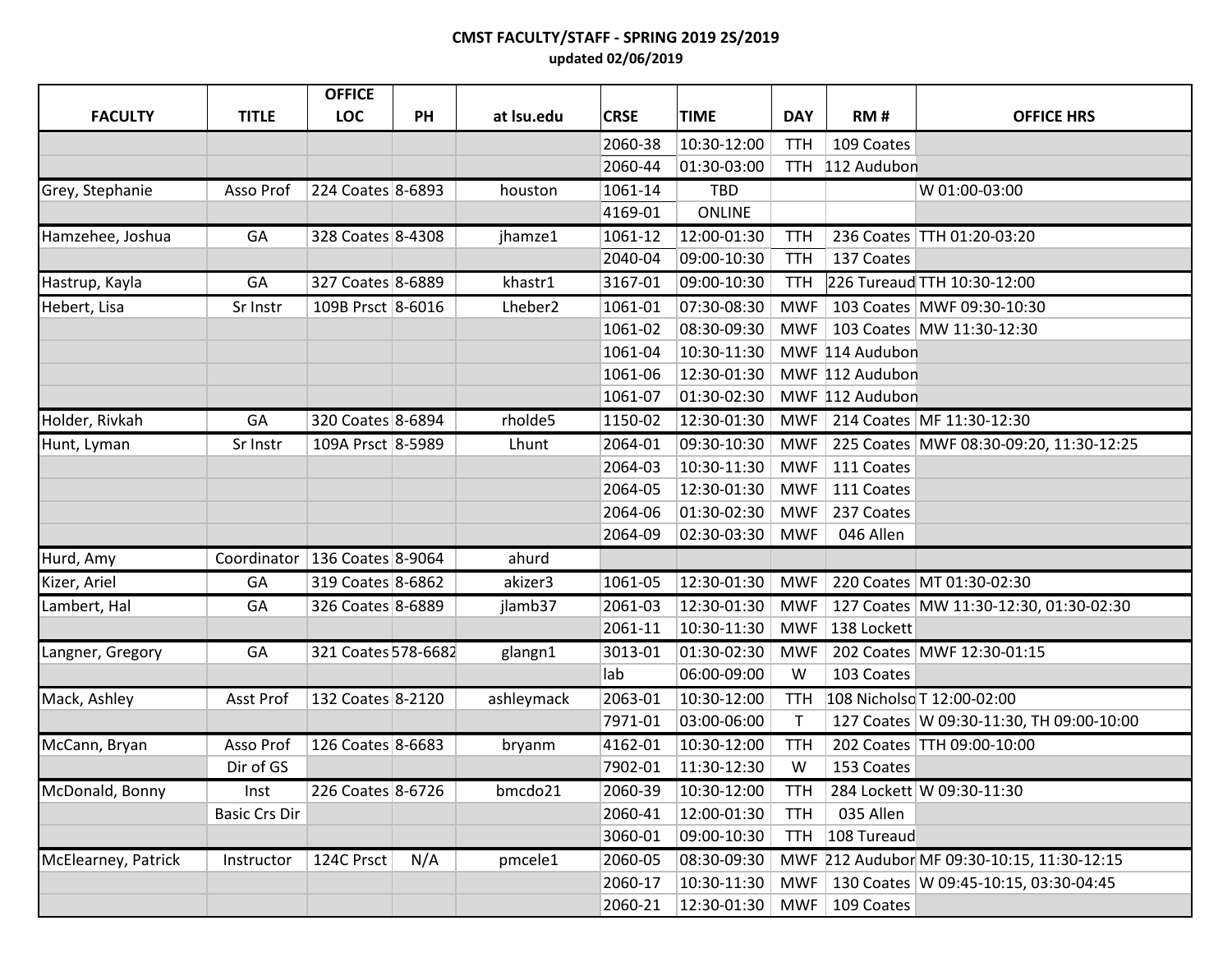**CMST FACULTY/STAFF - SPRING 2019 2S/2019**
**updated 02/06/2019**

| FACULTY | TITLE | OFFICE LOC | PH | at lsu.edu | CRSE | TIME | DAY | RM # | OFFICE HRS |
|---|---|---|---|---|---|---|---|---|---|
| | | | | | 2060-38 | 10:30-12:00 | TTH | 109 Coates | |
| | | | | | 2060-44 | 01:30-03:00 | TTH | 112 Audubon | |
| Grey, Stephanie | Asso Prof | 224 Coates | 8-6893 | houston | 1061-14 | TBD | | | W 01:00-03:00 |
| | | | | | 4169-01 | ONLINE | | | |
| Hamzehee, Joshua | GA | 328 Coates | 8-4308 | jhamze1 | 1061-12 | 12:00-01:30 | TTH | 236 Coates | TTH 01:20-03:20 |
| | | | | | 2040-04 | 09:00-10:30 | TTH | 137 Coates | |
| Hastrup, Kayla | GA | 327 Coates | 8-6889 | khastr1 | 3167-01 | 09:00-10:30 | TTH | 226 Tureaud | TTH 10:30-12:00 |
| Hebert, Lisa | Sr Instr | 109B Prsct | 8-6016 | Lheber2 | 1061-01 | 07:30-08:30 | MWF | 103 Coates | MWF 09:30-10:30 |
| | | | | | 1061-02 | 08:30-09:30 | MWF | 103 Coates | MW 11:30-12:30 |
| | | | | | 1061-04 | 10:30-11:30 | MWF | 114 Audubon | |
| | | | | | 1061-06 | 12:30-01:30 | MWF | 112 Audubon | |
| | | | | | 1061-07 | 01:30-02:30 | MWF | 112 Audubon | |
| Holder, Rivkah | GA | 320 Coates | 8-6894 | rholde5 | 1150-02 | 12:30-01:30 | MWF | 214 Coates | MF 11:30-12:30 |
| Hunt, Lyman | Sr Instr | 109A Prsct | 8-5989 | Lhunt | 2064-01 | 09:30-10:30 | MWF | 225 Coates | MWF 08:30-09:20, 11:30-12:25 |
| | | | | | 2064-03 | 10:30-11:30 | MWF | 111 Coates | |
| | | | | | 2064-05 | 12:30-01:30 | MWF | 111 Coates | |
| | | | | | 2064-06 | 01:30-02:30 | MWF | 237 Coates | |
| | | | | | 2064-09 | 02:30-03:30 | MWF | 046 Allen | |
| Hurd, Amy | Coordinator | 136 Coates | 8-9064 | ahurd | | | | | |
| Kizer, Ariel | GA | 319 Coates | 8-6862 | akizer3 | 1061-05 | 12:30-01:30 | MWF | 220 Coates | MT 01:30-02:30 |
| Lambert, Hal | GA | 326 Coates | 8-6889 | jlamb37 | 2061-03 | 12:30-01:30 | MWF | 127 Coates | MW 11:30-12:30, 01:30-02:30 |
| | | | | | 2061-11 | 10:30-11:30 | MWF | 138 Lockett | |
| Langner, Gregory | GA | 321 Coates | 578-6682 | glangn1 | 3013-01 | 01:30-02:30 | MWF | 202 Coates | MWF 12:30-01:15 |
| | | | | | lab | 06:00-09:00 | W | 103 Coates | |
| Mack, Ashley | Asst Prof | 132 Coates | 8-2120 | ashleymack | 2063-01 | 10:30-12:00 | TTH | 108 Nicholso | T 12:00-02:00 |
| | | | | | 7971-01 | 03:00-06:00 | T | 127 Coates | W 09:30-11:30, TH 09:00-10:00 |
| McCann, Bryan | Asso Prof | 126 Coates | 8-6683 | bryanm | 4162-01 | 10:30-12:00 | TTH | 202 Coates | TTH 09:00-10:00 |
| | Dir of GS | | | | 7902-01 | 11:30-12:30 | W | 153 Coates | |
| McDonald, Bonny | Inst | 226 Coates | 8-6726 | bmcdo21 | 2060-39 | 10:30-12:00 | TTH | 284 Lockett | W 09:30-11:30 |
| | Basic Crs Dir | | | | 2060-41 | 12:00-01:30 | TTH | 035 Allen | |
| | | | | | 3060-01 | 09:00-10:30 | TTH | 108 Tureaud | |
| McElearney, Patrick | Instructor | 124C Prsct | N/A | pmcele1 | 2060-05 | 08:30-09:30 | MWF | 212 Audubor | MF 09:30-10:15, 11:30-12:15 |
| | | | | | 2060-17 | 10:30-11:30 | MWF | 130 Coates | W 09:45-10:15, 03:30-04:45 |
| | | | | | 2060-21 | 12:30-01:30 | MWF | 109 Coates | |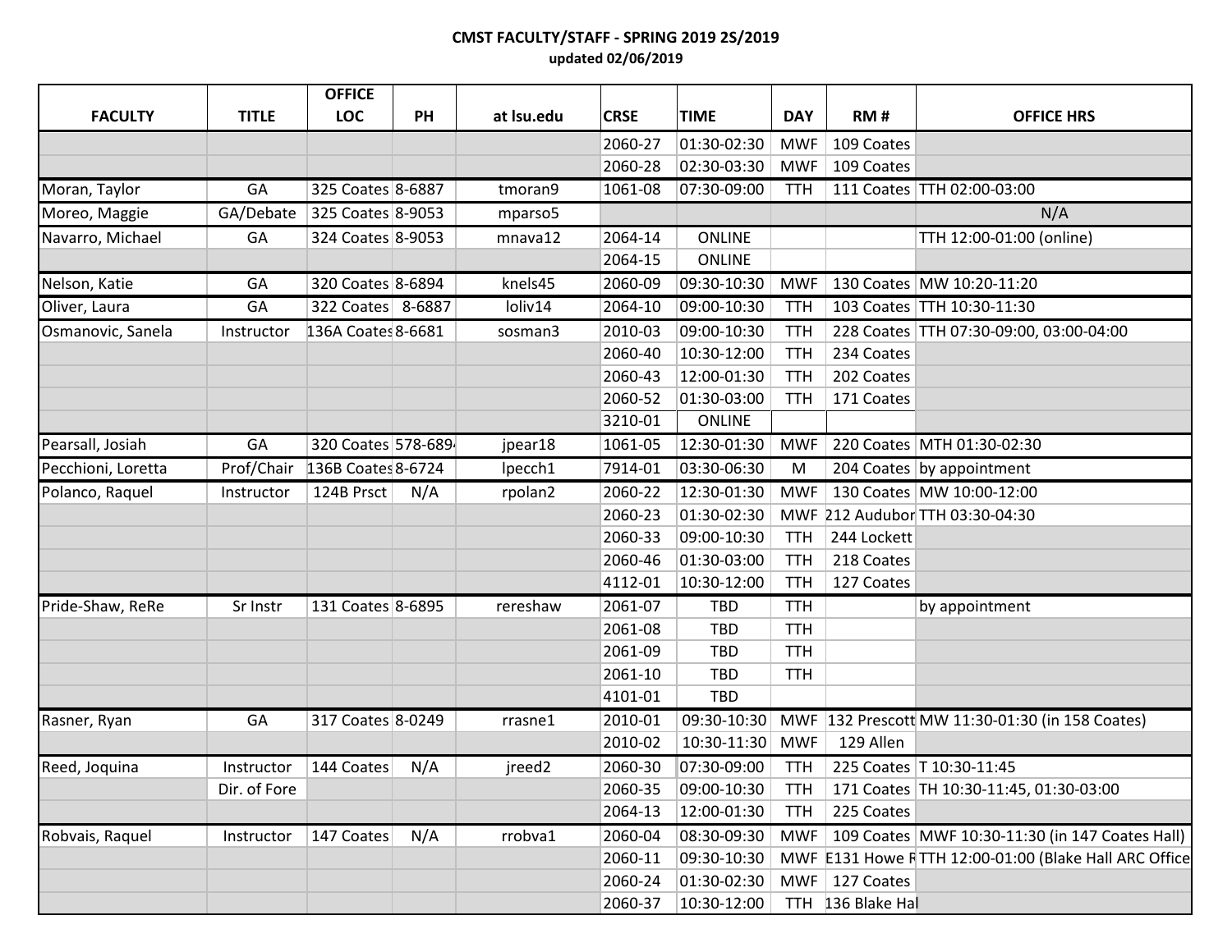**CMST FACULTY/STAFF - SPRING 2019 2S/2019**
**updated 02/06/2019**

| FACULTY | TITLE | OFFICE LOC | PH | at lsu.edu | CRSE | TIME | DAY | RM # | OFFICE HRS |
|---|---|---|---|---|---|---|---|---|---|
| | | | | | 2060-27 | 01:30-02:30 | MWF | 109 Coates | |
| | | | | | 2060-28 | 02:30-03:30 | MWF | 109 Coates | |
| Moran, Taylor | GA | 325 Coates | 8-6887 | tmoran9 | 1061-08 | 07:30-09:00 | TTH | 111 Coates | TTH 02:00-03:00 |
| Moreo, Maggie | GA/Debate | 325 Coates | 8-9053 | mparso5 | | | | | N/A |
| Navarro, Michael | GA | 324 Coates | 8-9053 | mnava12 | 2064-14 | ONLINE | | | TTH 12:00-01:00 (online) |
| | | | | | 2064-15 | ONLINE | | | |
| Nelson, Katie | GA | 320 Coates | 8-6894 | knels45 | 2060-09 | 09:30-10:30 | MWF | 130 Coates | MW 10:20-11:20 |
| Oliver, Laura | GA | 322 Coates | 8-6887 | loliv14 | 2064-10 | 09:00-10:30 | TTH | 103 Coates | TTH 10:30-11:30 |
| Osmanovic, Sanela | Instructor | 136A Coates | 8-6681 | sosman3 | 2010-03 | 09:00-10:30 | TTH | 228 Coates | TTH 07:30-09:00, 03:00-04:00 |
| | | | | | 2060-40 | 10:30-12:00 | TTH | 234 Coates | |
| | | | | | 2060-43 | 12:00-01:30 | TTH | 202 Coates | |
| | | | | | 2060-52 | 01:30-03:00 | TTH | 171 Coates | |
| | | | | | 3210-01 | ONLINE | | | |
| Pearsall, Josiah | GA | 320 Coates | 578-689 | jpear18 | 1061-05 | 12:30-01:30 | MWF | 220 Coates | MTH 01:30-02:30 |
| Pecchioni, Loretta | Prof/Chair | 136B Coates | 8-6724 | lpecch1 | 7914-01 | 03:30-06:30 | M | 204 Coates | by appointment |
| Polanco, Raquel | Instructor | 124B Prsct | N/A | rpolan2 | 2060-22 | 12:30-01:30 | MWF | 130 Coates | MW 10:00-12:00 |
| | | | | | 2060-23 | 01:30-02:30 | MWF | 212 Audubon | TTH 03:30-04:30 |
| | | | | | 2060-33 | 09:00-10:30 | TTH | 244 Lockett | |
| | | | | | 2060-46 | 01:30-03:00 | TTH | 218 Coates | |
| | | | | | 4112-01 | 10:30-12:00 | TTH | 127 Coates | |
| Pride-Shaw, ReRe | Sr Instr | 131 Coates | 8-6895 | rereshaw | 2061-07 | TBD | TTH | | by appointment |
| | | | | | 2061-08 | TBD | TTH | | |
| | | | | | 2061-09 | TBD | TTH | | |
| | | | | | 2061-10 | TBD | TTH | | |
| | | | | | 4101-01 | TBD | | | |
| Rasner, Ryan | GA | 317 Coates | 8-0249 | rrasne1 | 2010-01 | 09:30-10:30 | MWF | 132 Prescott | MW 11:30-01:30 (in 158 Coates) |
| | | | | | 2010-02 | 10:30-11:30 | MWF | 129 Allen | |
| Reed, Joquina | Instructor | 144 Coates | N/A | jreed2 | 2060-30 | 07:30-09:00 | TTH | 225 Coates | T 10:30-11:45 |
| | Dir. of Fore | | | | 2060-35 | 09:00-10:30 | TTH | 171 Coates | TH 10:30-11:45, 01:30-03:00 |
| | | | | | 2064-13 | 12:00-01:30 | TTH | 225 Coates | |
| Robvais, Raquel | Instructor | 147 Coates | N/A | rrobva1 | 2060-04 | 08:30-09:30 | MWF | 109 Coates | MWF 10:30-11:30 (in 147 Coates Hall) |
| | | | | | 2060-11 | 09:30-10:30 | MWF | E131 Howe R | TTH 12:00-01:00 (Blake Hall ARC Office |
| | | | | | 2060-24 | 01:30-02:30 | MWF | 127 Coates | |
| | | | | | 2060-37 | 10:30-12:00 | TTH | 136 Blake Hal | |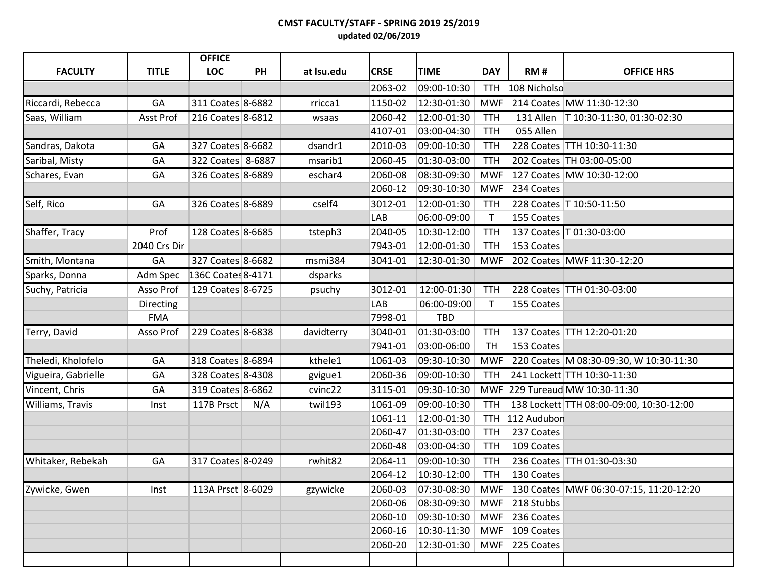**CMST FACULTY/STAFF - SPRING 2019 2S/2019**
**updated 02/06/2019**

| FACULTY | TITLE | OFFICE LOC | PH | at lsu.edu | CRSE | TIME | DAY | RM # | OFFICE HRS |
|---|---|---|---|---|---|---|---|---|---|
| | | | | | 2063-02 | 09:00-10:30 | TTH | 108 Nicholso | |
| Riccardi, Rebecca | GA | 311 Coates | 8-6882 | rricca1 | 1150-02 | 12:30-01:30 | MWF | 214 Coates | MW 11:30-12:30 |
| Saas, William | Asst Prof | 216 Coates | 8-6812 | wsaas | 2060-42 | 12:00-01:30 | TTH | 131 Allen | T 10:30-11:30, 01:30-02:30 |
| | | | | | 4107-01 | 03:00-04:30 | TTH | 055 Allen | |
| Sandras, Dakota | GA | 327 Coates | 8-6682 | dsandr1 | 2010-03 | 09:00-10:30 | TTH | 228 Coates | TTH 10:30-11:30 |
| Saribal, Misty | GA | 322 Coates | 8-6887 | msarib1 | 2060-45 | 01:30-03:00 | TTH | 202 Coates | TH 03:00-05:00 |
| Schares, Evan | GA | 326 Coates | 8-6889 | eschar4 | 2060-08 | 08:30-09:30 | MWF | 127 Coates | MW 10:30-12:00 |
| | | | | | 2060-12 | 09:30-10:30 | MWF | 234 Coates | |
| Self, Rico | GA | 326 Coates | 8-6889 | cself4 | 3012-01 | 12:00-01:30 | TTH | 228 Coates | T 10:50-11:50 |
| | | | | | LAB | 06:00-09:00 | T | 155 Coates | |
| Shaffer, Tracy | Prof | 128 Coates | 8-6685 | tsteph3 | 2040-05 | 10:30-12:00 | TTH | 137 Coates | T 01:30-03:00 |
| | 2040 Crs Dir | | | | 7943-01 | 12:00-01:30 | TTH | 153 Coates | |
| Smith, Montana | GA | 327 Coates | 8-6682 | msmi384 | 3041-01 | 12:30-01:30 | MWF | 202 Coates | MWF 11:30-12:20 |
| Sparks, Donna | Adm Spec | 136C Coates | 8-4171 | dsparks | | | | | |
| Suchy, Patricia | Asso Prof | 129 Coates | 8-6725 | psuchy | 3012-01 | 12:00-01:30 | TTH | 228 Coates | TTH 01:30-03:00 |
| | Directing | | | | LAB | 06:00-09:00 | T | 155 Coates | |
| | FMA | | | | 7998-01 | TBD | | | |
| Terry, David | Asso Prof | 229 Coates | 8-6838 | davidterry | 3040-01 | 01:30-03:00 | TTH | 137 Coates | TTH 12:20-01:20 |
| | | | | | 7941-01 | 03:00-06:00 | TH | 153 Coates | |
| Theledi, Kholofelo | GA | 318 Coates | 8-6894 | kthele1 | 1061-03 | 09:30-10:30 | MWF | 220 Coates | M 08:30-09:30, W 10:30-11:30 |
| Vigueira, Gabrielle | GA | 328 Coates | 8-4308 | gvigue1 | 2060-36 | 09:00-10:30 | TTH | 241 Lockett | TTH 10:30-11:30 |
| Vincent, Chris | GA | 319 Coates | 8-6862 | cvinc22 | 3115-01 | 09:30-10:30 | MWF | 229 Tureaud | MW 10:30-11:30 |
| Williams, Travis | Inst | 117B Prsct | N/A | twil193 | 1061-09 | 09:00-10:30 | TTH | 138 Lockett | TTH 08:00-09:00, 10:30-12:00 |
| | | | | | 1061-11 | 12:00-01:30 | TTH | 112 Audubon | |
| | | | | | 2060-47 | 01:30-03:00 | TTH | 237 Coates | |
| | | | | | 2060-48 | 03:00-04:30 | TTH | 109 Coates | |
| Whitaker, Rebekah | GA | 317 Coates | 8-0249 | rwhit82 | 2064-11 | 09:00-10:30 | TTH | 236 Coates | TTH 01:30-03:30 |
| | | | | | 2064-12 | 10:30-12:00 | TTH | 130 Coates | |
| Zywicke, Gwen | Inst | 113A Prsct | 8-6029 | gzywicke | 2060-03 | 07:30-08:30 | MWF | 130 Coates | MWF 06:30-07:15, 11:20-12:20 |
| | | | | | 2060-06 | 08:30-09:30 | MWF | 218 Stubbs | |
| | | | | | 2060-10 | 09:30-10:30 | MWF | 236 Coates | |
| | | | | | 2060-16 | 10:30-11:30 | MWF | 109 Coates | |
| | | | | | 2060-20 | 12:30-01:30 | MWF | 225 Coates | |
| | | | | | | | | | |